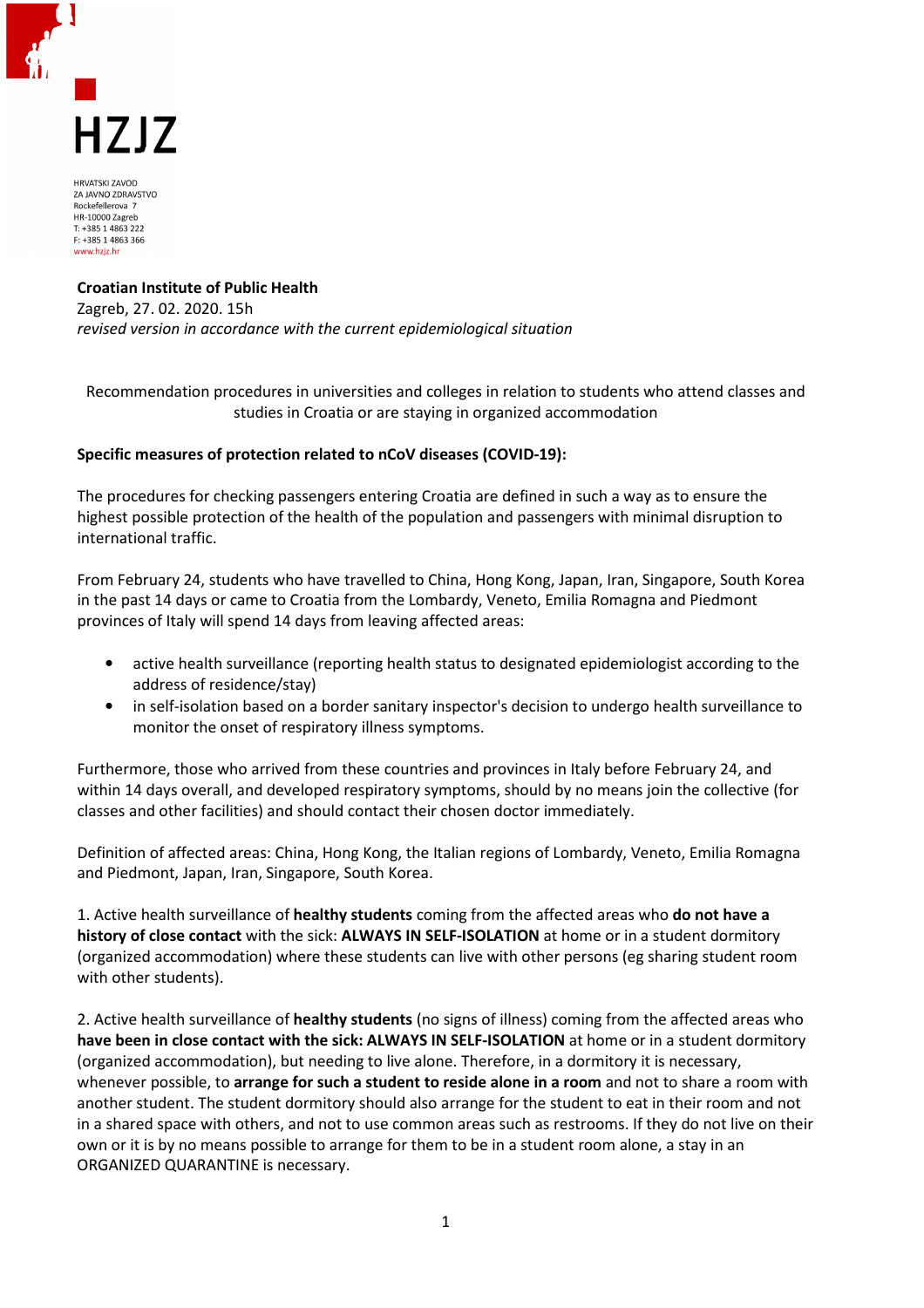HZJZ

HRVATSKI ZAVOD
ZA JAVNO ZDRAVSTVO
Rockefellerova 7
HR-10000 Zagreb
T: +385 1 4863 222
F: +385 1 4863 366
www.hzjz.hr

**Croatian Institute of Public Health**
Zagreb, 27. 02. 2020. 15h
*revised version in accordance with the current epidemiological situation*

Recommendation procedures in universities and colleges in relation to students who attend classes and studies in Croatia or are staying in organized accommodation

**Specific measures of protection related to nCoV diseases (COVID-19):**

The procedures for checking passengers entering Croatia are defined in such a way as to ensure the highest possible protection of the health of the population and passengers with minimal disruption to international traffic.

From February 24, students who have travelled to China, Hong Kong, Japan, Iran, Singapore, South Korea in the past 14 days or came to Croatia from the Lombardy, Veneto, Emilia Romagna and Piedmont provinces of Italy will spend 14 days from leaving affected areas:

- active health surveillance (reporting health status to designated epidemiologist according to the address of residence/stay)
- in self-isolation based on a border sanitary inspector's decision to undergo health surveillance to monitor the onset of respiratory illness symptoms.

Furthermore, those who arrived from these countries and provinces in Italy before February 24, and within 14 days overall, and developed respiratory symptoms, should by no means join the collective (for classes and other facilities) and should contact their chosen doctor immediately.

Definition of affected areas: China, Hong Kong, the Italian regions of Lombardy, Veneto, Emilia Romagna and Piedmont, Japan, Iran, Singapore, South Korea.

1. Active health surveillance of **healthy students** coming from the affected areas who **do not have a history of close contact** with the sick: **ALWAYS IN SELF-ISOLATION** at home or in a student dormitory (organized accommodation) where these students can live with other persons (eg sharing student room with other students).

2. Active health surveillance of **healthy students** (no signs of illness) coming from the affected areas who **have been in close contact with the sick: ALWAYS IN SELF-ISOLATION** at home or in a student dormitory (organized accommodation), but needing to live alone. Therefore, in a dormitory it is necessary, whenever possible, to **arrange for such a student to reside alone in a room** and not to share a room with another student. The student dormitory should also arrange for the student to eat in their room and not in a shared space with others, and not to use common areas such as restrooms. If they do not live on their own or it is by no means possible to arrange for them to be in a student room alone, a stay in an ORGANIZED QUARANTINE is necessary.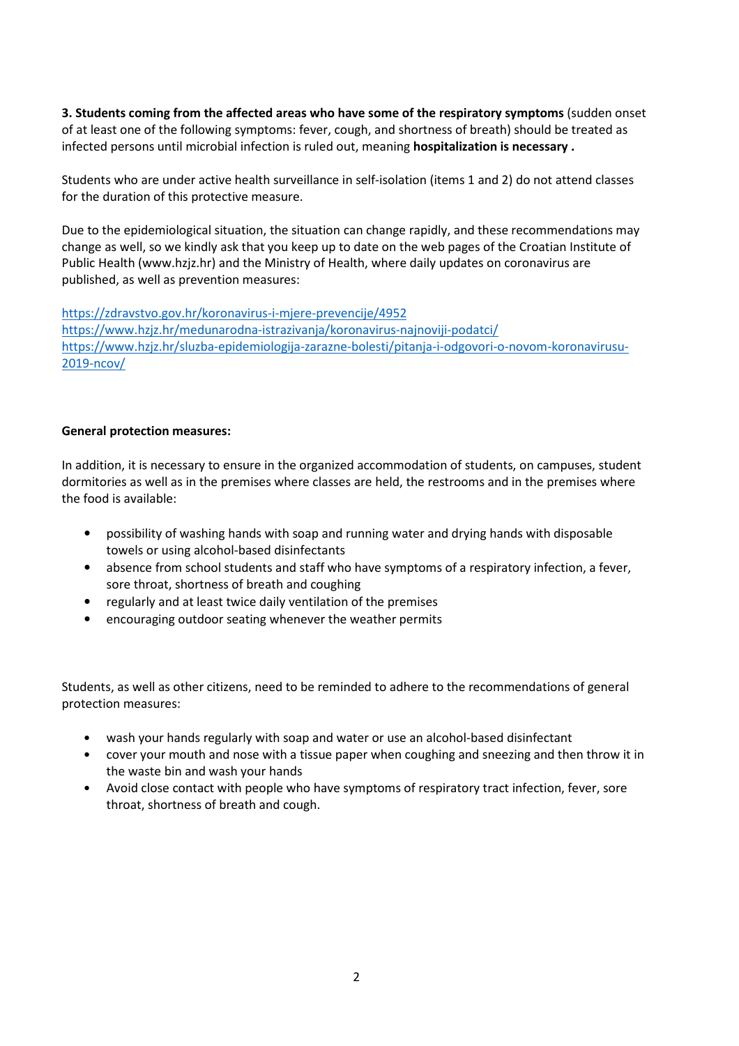**3. Students coming from the affected areas who have some of the respiratory symptoms** (sudden onset of at least one of the following symptoms: fever, cough, and shortness of breath) should be treated as infected persons until microbial infection is ruled out, meaning **hospitalization is necessary .**

Students who are under active health surveillance in self-isolation (items 1 and 2) do not attend classes for the duration of this protective measure.

Due to the epidemiological situation, the situation can change rapidly, and these recommendations may change as well, so we kindly ask that you keep up to date on the web pages of the Croatian Institute of Public Health (www.hzjz.hr) and the Ministry of Health, where daily updates on coronavirus are published, as well as prevention measures:

https://zdravstvo.gov.hr/koronavirus-i-mjere-prevencije/4952
https://www.hzjz.hr/medunarodna-istrazivanja/koronavirus-najnoviji-podatci/
https://www.hzjz.hr/sluzba-epidemiologija-zarazne-bolesti/pitanja-i-odgovori-o-novom-koronavirusu-2019-ncov/

**General protection measures:**

In addition, it is necessary to ensure in the organized accommodation of students, on campuses, student dormitories as well as in the premises where classes are held, the restrooms and in the premises where the food is available:

- possibility of washing hands with soap and running water and drying hands with disposable towels or using alcohol-based disinfectants
- absence from school students and staff who have symptoms of a respiratory infection, a fever, sore throat, shortness of breath and coughing
- regularly and at least twice daily ventilation of the premises
- encouraging outdoor seating whenever the weather permits

Students, as well as other citizens, need to be reminded to adhere to the recommendations of general protection measures:

- wash your hands regularly with soap and water or use an alcohol-based disinfectant
- cover your mouth and nose with a tissue paper when coughing and sneezing and then throw it in the waste bin and wash your hands
- Avoid close contact with people who have symptoms of respiratory tract infection, fever, sore throat, shortness of breath and cough.